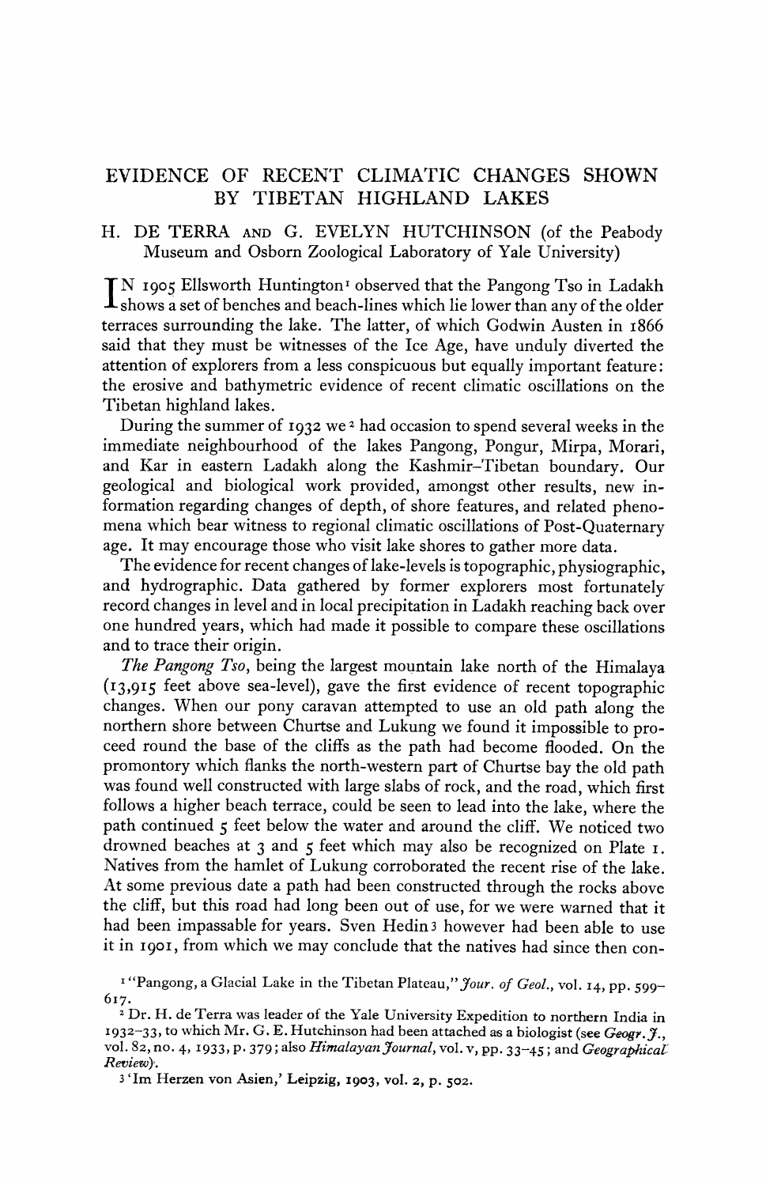# EVIDENCE OF RECENT CLIMATIC CHANGES SHOWN BY TIBETAN HIGHLAND LAKES

H. DE TERRA AND G. EVELYN HUTCHINSON (of the Peabody Museum and Osborn Zoological Laboratory of Yale University)

IN 1905 Ellsworth Huntington[1] observed that the Pangong Tso in Ladakh shows a set of benches and beach-lines which lie lower than any of the older terraces surrounding the lake. The latter, of which Godwin Austen in 1866 said that they must be witnesses of the Ice Age, have unduly diverted the attention of explorers from a less conspicuous but equally important feature: the erosive and bathymetric evidence of recent climatic oscillations on the Tibetan highland lakes.

During the summer of 1932 we[2] had occasion to spend several weeks in the immediate neighbourhood of the lakes Pangong, Pongur, Mirpa, Morari, and Kar in eastern Ladakh along the Kashmir–Tibetan boundary. Our geological and biological work provided, amongst other results, new information regarding changes of depth, of shore features, and related phenomena which bear witness to regional climatic oscillations of Post-Quaternary age. It may encourage those who visit lake shores to gather more data.

The evidence for recent changes of lake-levels is topographic, physiographic, and hydrographic. Data gathered by former explorers most fortunately record changes in level and in local precipitation in Ladakh reaching back over one hundred years, which had made it possible to compare these oscillations and to trace their origin.

*The Pangong Tso*, being the largest mountain lake north of the Himalaya (13,915 feet above sea-level), gave the first evidence of recent topographic changes. When our pony caravan attempted to use an old path along the northern shore between Churtse and Lukung we found it impossible to proceed round the base of the cliffs as the path had become flooded. On the promontory which flanks the north-western part of Churtse bay the old path was found well constructed with large slabs of rock, and the road, which first follows a higher beach terrace, could be seen to lead into the lake, where the path continued 5 feet below the water and around the cliff. We noticed two drowned beaches at 3 and 5 feet which may also be recognized on Plate 1. Natives from the hamlet of Lukung corroborated the recent rise of the lake. At some previous date a path had been constructed through the rocks above the cliff, but this road had long been out of use, for we were warned that it had been impassable for years. Sven Hedin[3] however had been able to use it in 1901, from which we may conclude that the natives had since then con-

[1] "Pangong, a Glacial Lake in the Tibetan Plateau," *Jour. of Geol.*, vol. 14, pp. 599–617.

[2] Dr. H. de Terra was leader of the Yale University Expedition to northern India in 1932–33, to which Mr. G. E. Hutchinson had been attached as a biologist (see *Geogr. J.*, vol. 82, no. 4, 1933, p. 379; also *Himalayan Journal*, vol. v, pp. 33–45; and *Geographical Review*).

[3] 'Im Herzen von Asien,' Leipzig, 1903, vol. 2, p. 502.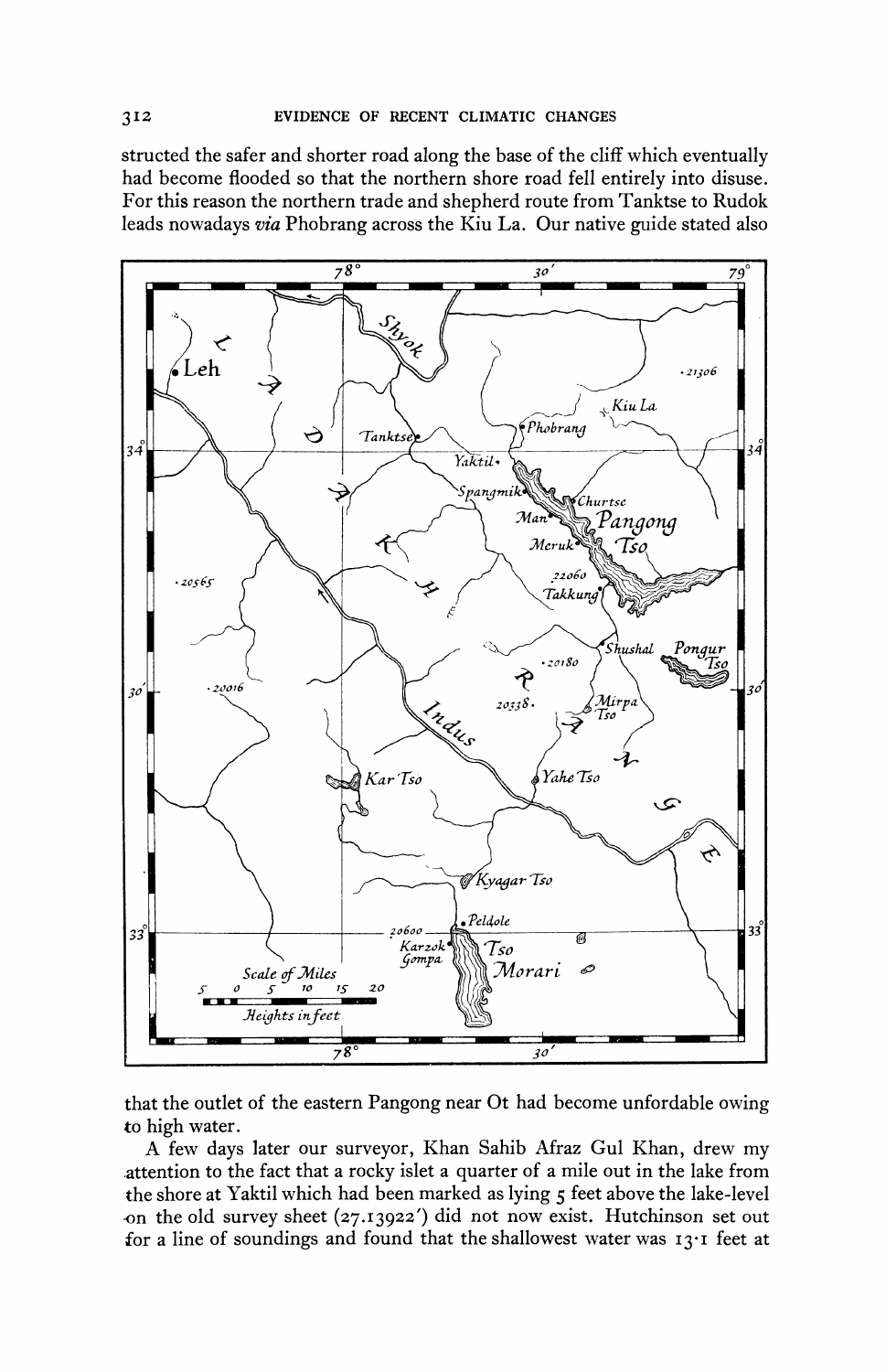structed the safer and shorter road along the base of the cliff which eventually had become flooded so that the northern shore road fell entirely into disuse. For this reason the northern trade and shepherd route from Tanktse to Rudok leads nowadays *via* Phobrang across the Kiu La. Our native guide stated also

that the outlet of the eastern Pangong near Ot had become unfordable owing to high water.

A few days later our surveyor, Khan Sahib Afraz Gul Khan, drew my attention to the fact that a rocky islet a quarter of a mile out in the lake from the shore at Yaktil which had been marked as lying 5 feet above the lake-level on the old survey sheet (27.13922′) did not now exist. Hutchinson set out for a line of soundings and found that the shallowest water was 13·1 feet at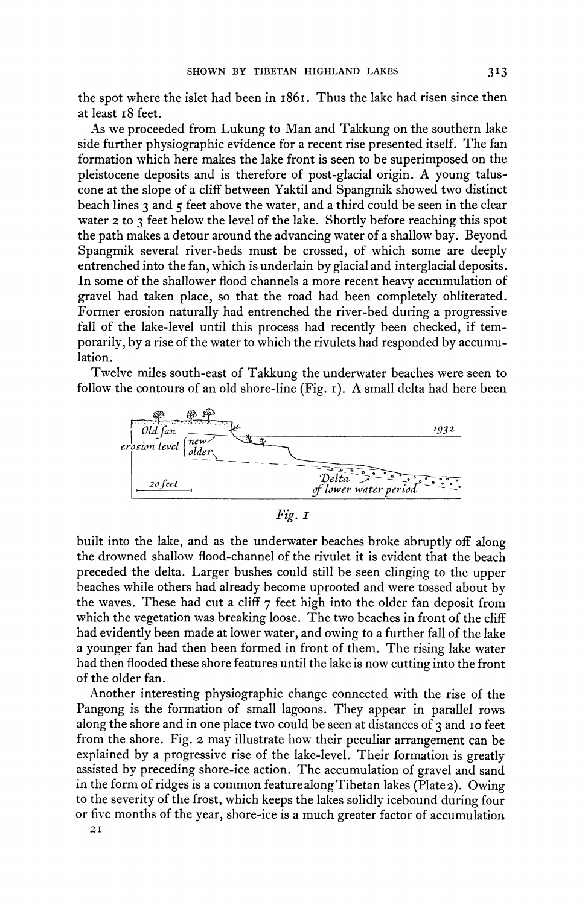the spot where the islet had been in 1861. Thus the lake had risen since then at least 18 feet.

As we proceeded from Lukung to Man and Takkung on the southern lake side further physiographic evidence for a recent rise presented itself. The fan formation which here makes the lake front is seen to be superimposed on the pleistocene deposits and is therefore of post-glacial origin. A young talus-cone at the slope of a cliff between Yaktil and Spangmik showed two distinct beach lines 3 and 5 feet above the water, and a third could be seen in the clear water 2 to 3 feet below the level of the lake. Shortly before reaching this spot the path makes a detour around the advancing water of a shallow bay. Beyond Spangmik several river-beds must be crossed, of which some are deeply entrenched into the fan, which is underlain by glacial and interglacial deposits. In some of the shallower flood channels a more recent heavy accumulation of gravel had taken place, so that the road had been completely obliterated. Former erosion naturally had entrenched the river-bed during a progressive fall of the lake-level until this process had recently been checked, if temporarily, by a rise of the water to which the rivulets had responded by accumulation.

Twelve miles south-east of Takkung the underwater beaches were seen to follow the contours of an old shore-line (Fig. 1). A small delta had here been

*Fig. 1*

built into the lake, and as the underwater beaches broke abruptly off along the drowned shallow flood-channel of the rivulet it is evident that the beach preceded the delta. Larger bushes could still be seen clinging to the upper beaches while others had already become uprooted and were tossed about by the waves. These had cut a cliff 7 feet high into the older fan deposit from which the vegetation was breaking loose. The two beaches in front of the cliff had evidently been made at lower water, and owing to a further fall of the lake a younger fan had then been formed in front of them. The rising lake water had then flooded these shore features until the lake is now cutting into the front of the older fan.

Another interesting physiographic change connected with the rise of the Pangong is the formation of small lagoons. They appear in parallel rows along the shore and in one place two could be seen at distances of 3 and 10 feet from the shore. Fig. 2 may illustrate how their peculiar arrangement can be explained by a progressive rise of the lake-level. Their formation is greatly assisted by preceding shore-ice action. The accumulation of gravel and sand in the form of ridges is a common feature along Tibetan lakes (Plate 2). Owing to the severity of the frost, which keeps the lakes solidly icebound during four or five months of the year, shore-ice is a much greater factor of accumulation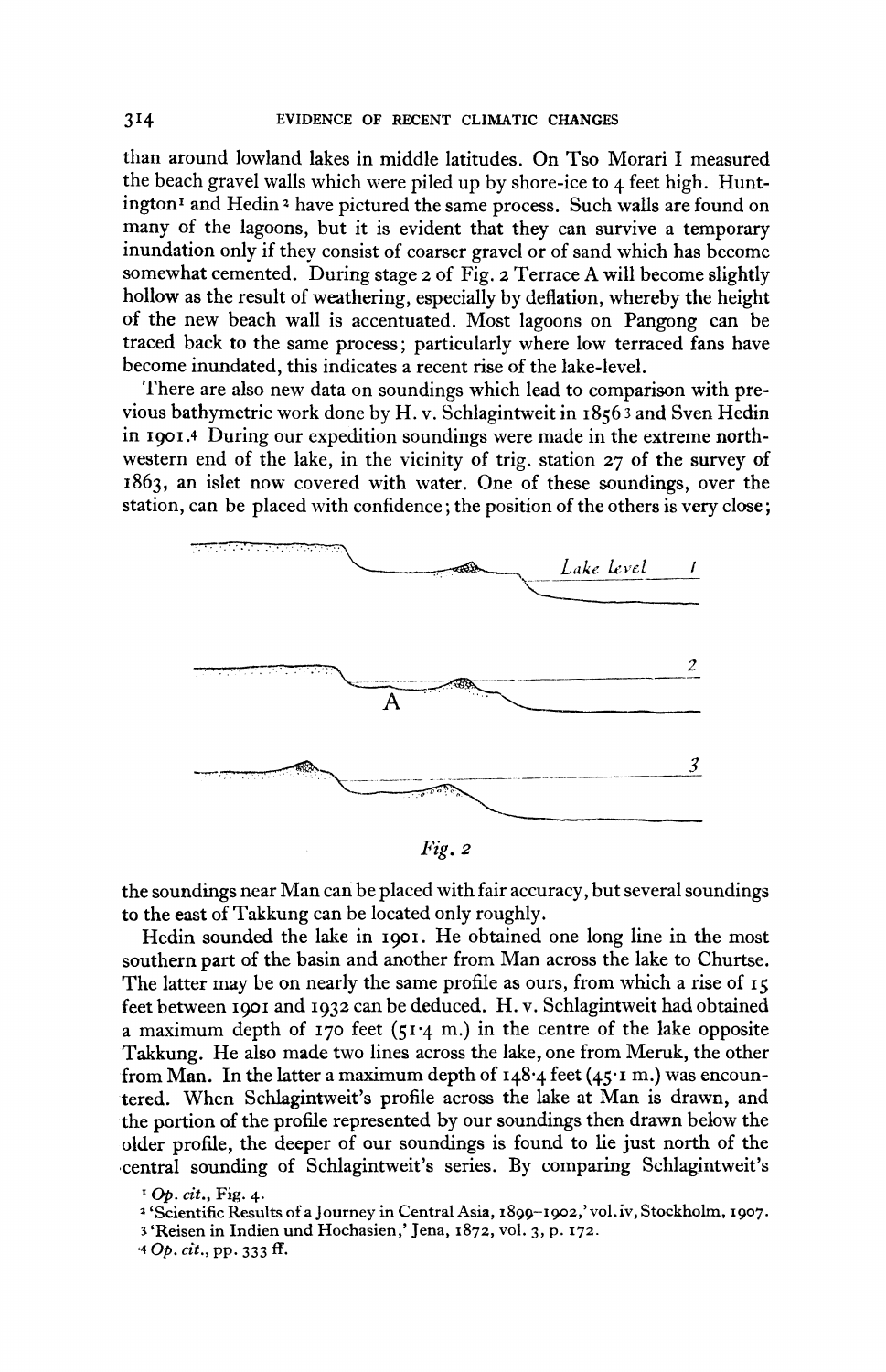than around lowland lakes in middle latitudes. On Tso Morari I measured the beach gravel walls which were piled up by shore-ice to 4 feet high. Huntington[1] and Hedin[2] have pictured the same process. Such walls are found on many of the lagoons, but it is evident that they can survive a temporary inundation only if they consist of coarser gravel or of sand which has become somewhat cemented. During stage 2 of Fig. 2 Terrace A will become slightly hollow as the result of weathering, especially by deflation, whereby the height of the new beach wall is accentuated. Most lagoons on Pangong can be traced back to the same process; particularly where low terraced fans have become inundated, this indicates a recent rise of the lake-level.

There are also new data on soundings which lead to comparison with previous bathymetric work done by H. v. Schlagintweit in 1856[3] and Sven Hedin in 1901.[4] During our expedition soundings were made in the extreme north-western end of the lake, in the vicinity of trig. station 27 of the survey of 1863, an islet now covered with water. One of these soundings, over the station, can be placed with confidence; the position of the others is very close;

*Fig. 2*

the soundings near Man can be placed with fair accuracy, but several soundings to the east of Takkung can be located only roughly.

Hedin sounded the lake in 1901. He obtained one long line in the most southern part of the basin and another from Man across the lake to Churtse. The latter may be on nearly the same profile as ours, from which a rise of 15 feet between 1901 and 1932 can be deduced. H. v. Schlagintweit had obtained a maximum depth of 170 feet (51·4 m.) in the centre of the lake opposite Takkung. He also made two lines across the lake, one from Meruk, the other from Man. In the latter a maximum depth of 148·4 feet (45·1 m.) was encountered. When Schlagintweit's profile across the lake at Man is drawn, and the portion of the profile represented by our soundings then drawn below the older profile, the deeper of our soundings is found to lie just north of the central sounding of Schlagintweit's series. By comparing Schlagintweit's

[1] *Op. cit.*, Fig. 4.

[2] 'Scientific Results of a Journey in Central Asia, 1899–1902,' vol. iv, Stockholm, 1907.

[3] 'Reisen in Indien und Hochasien,' Jena, 1872, vol. 3, p. 172.

[4] *Op. cit.*, pp. 333 ff.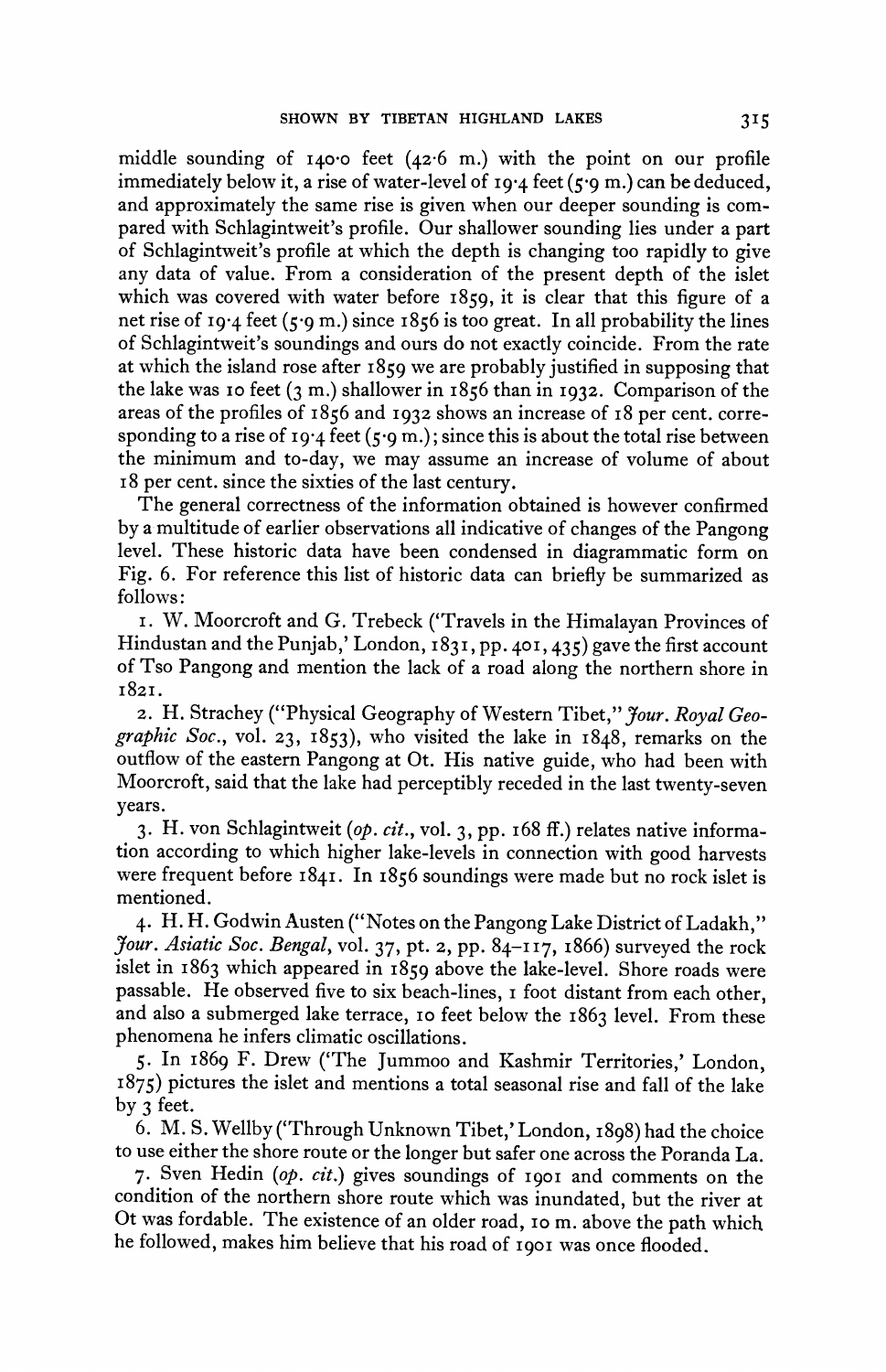middle sounding of 140·0 feet (42·6 m.) with the point on our profile immediately below it, a rise of water-level of 19·4 feet (5·9 m.) can be deduced, and approximately the same rise is given when our deeper sounding is compared with Schlagintweit's profile. Our shallower sounding lies under a part of Schlagintweit's profile at which the depth is changing too rapidly to give any data of value. From a consideration of the present depth of the islet which was covered with water before 1859, it is clear that this figure of a net rise of 19·4 feet (5·9 m.) since 1856 is too great. In all probability the lines of Schlagintweit's soundings and ours do not exactly coincide. From the rate at which the island rose after 1859 we are probably justified in supposing that the lake was 10 feet (3 m.) shallower in 1856 than in 1932. Comparison of the areas of the profiles of 1856 and 1932 shows an increase of 18 per cent. corresponding to a rise of 19·4 feet (5·9 m.); since this is about the total rise between the minimum and to-day, we may assume an increase of volume of about 18 per cent. since the sixties of the last century.

The general correctness of the information obtained is however confirmed by a multitude of earlier observations all indicative of changes of the Pangong level. These historic data have been condensed in diagrammatic form on Fig. 6. For reference this list of historic data can briefly be summarized as follows:

1. W. Moorcroft and G. Trebeck ('Travels in the Himalayan Provinces of Hindustan and the Punjab,' London, 1831, pp. 401, 435) gave the first account of Tso Pangong and mention the lack of a road along the northern shore in 1821.

2. H. Strachey ("Physical Geography of Western Tibet," *Jour. Royal Geographic Soc.*, vol. 23, 1853), who visited the lake in 1848, remarks on the outflow of the eastern Pangong at Ot. His native guide, who had been with Moorcroft, said that the lake had perceptibly receded in the last twenty-seven years.

3. H. von Schlagintweit (*op. cit.*, vol. 3, pp. 168 ff.) relates native information according to which higher lake-levels in connection with good harvests were frequent before 1841. In 1856 soundings were made but no rock islet is mentioned.

4. H. H. Godwin Austen ("Notes on the Pangong Lake District of Ladakh," *Jour. Asiatic Soc. Bengal*, vol. 37, pt. 2, pp. 84–117, 1866) surveyed the rock islet in 1863 which appeared in 1859 above the lake-level. Shore roads were passable. He observed five to six beach-lines, 1 foot distant from each other, and also a submerged lake terrace, 10 feet below the 1863 level. From these phenomena he infers climatic oscillations.

5. In 1869 F. Drew ('The Jummoo and Kashmir Territories,' London, 1875) pictures the islet and mentions a total seasonal rise and fall of the lake by 3 feet.

6. M. S. Wellby ('Through Unknown Tibet,' London, 1898) had the choice to use either the shore route or the longer but safer one across the Poranda La.

7. Sven Hedin (*op. cit.*) gives soundings of 1901 and comments on the condition of the northern shore route which was inundated, but the river at Ot was fordable. The existence of an older road, 10 m. above the path which he followed, makes him believe that his road of 1901 was once flooded.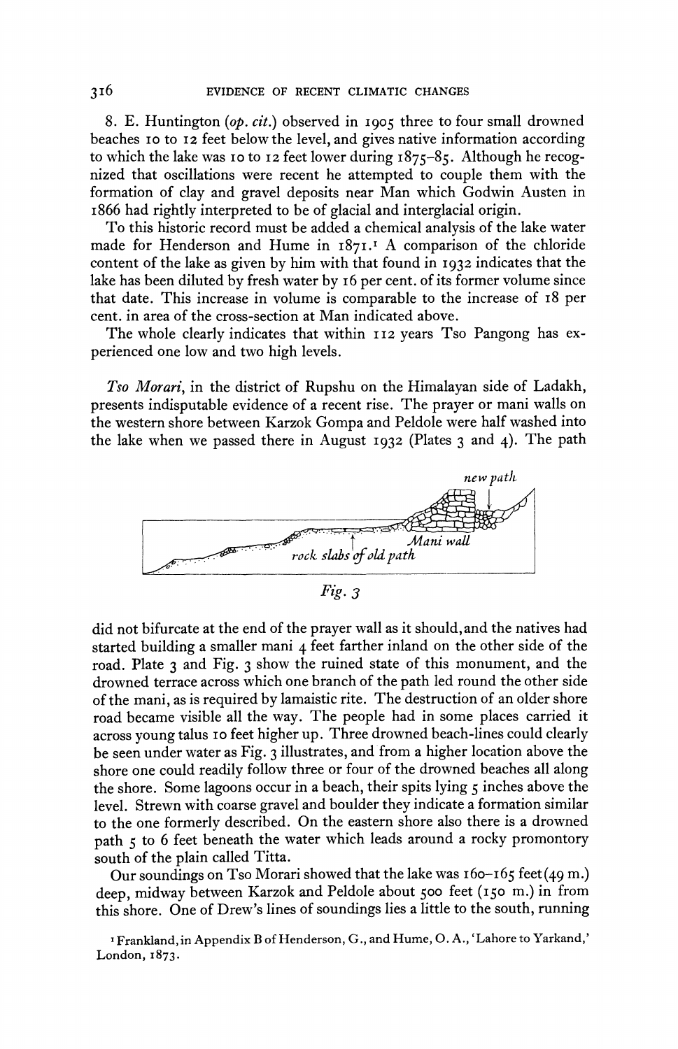8. E. Huntington (*op. cit.*) observed in 1905 three to four small drowned beaches 10 to 12 feet below the level, and gives native information according to which the lake was 10 to 12 feet lower during 1875–85. Although he recognized that oscillations were recent he attempted to couple them with the formation of clay and gravel deposits near Man which Godwin Austen in 1866 had rightly interpreted to be of glacial and interglacial origin.

To this historic record must be added a chemical analysis of the lake water made for Henderson and Hume in 1871.[1] A comparison of the chloride content of the lake as given by him with that found in 1932 indicates that the lake has been diluted by fresh water by 16 per cent. of its former volume since that date. This increase in volume is comparable to the increase of 18 per cent. in area of the cross-section at Man indicated above.

The whole clearly indicates that within 112 years Tso Pangong has experienced one low and two high levels.

*Tso Morari*, in the district of Rupshu on the Himalayan side of Ladakh, presents indisputable evidence of a recent rise. The prayer or mani walls on the western shore between Karzok Gompa and Peldole were half washed into the lake when we passed there in August 1932 (Plates 3 and 4). The path

*Fig. 3*

did not bifurcate at the end of the prayer wall as it should, and the natives had started building a smaller mani 4 feet farther inland on the other side of the road. Plate 3 and Fig. 3 show the ruined state of this monument, and the drowned terrace across which one branch of the path led round the other side of the mani, as is required by lamaistic rite. The destruction of an older shore road became visible all the way. The people had in some places carried it across young talus 10 feet higher up. Three drowned beach-lines could clearly be seen under water as Fig. 3 illustrates, and from a higher location above the shore one could readily follow three or four of the drowned beaches all along the shore. Some lagoons occur in a beach, their spits lying 5 inches above the level. Strewn with coarse gravel and boulder they indicate a formation similar to the one formerly described. On the eastern shore also there is a drowned path 5 to 6 feet beneath the water which leads around a rocky promontory south of the plain called Titta.

Our soundings on Tso Morari showed that the lake was 160–165 feet (49 m.) deep, midway between Karzok and Peldole about 500 feet (150 m.) in from this shore. One of Drew's lines of soundings lies a little to the south, running

[1] Frankland, in Appendix B of Henderson, G., and Hume, O. A., 'Lahore to Yarkand,' London, 1873.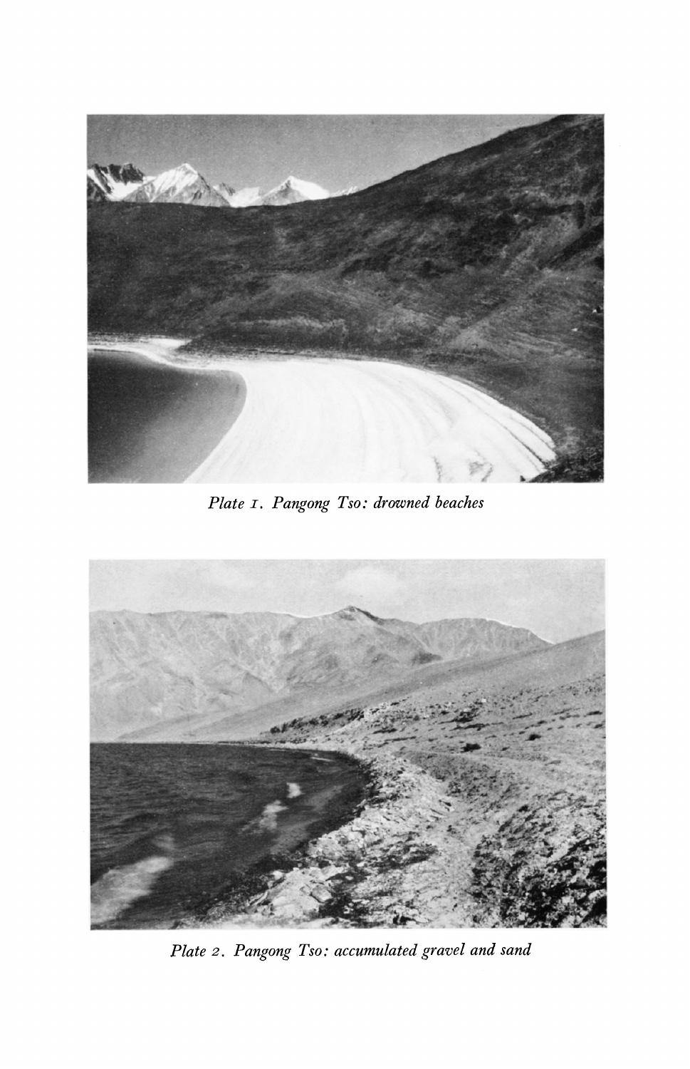*Plate 1. Pangong Tso: drowned beaches*

*Plate 2. Pangong Tso: accumulated gravel and sand*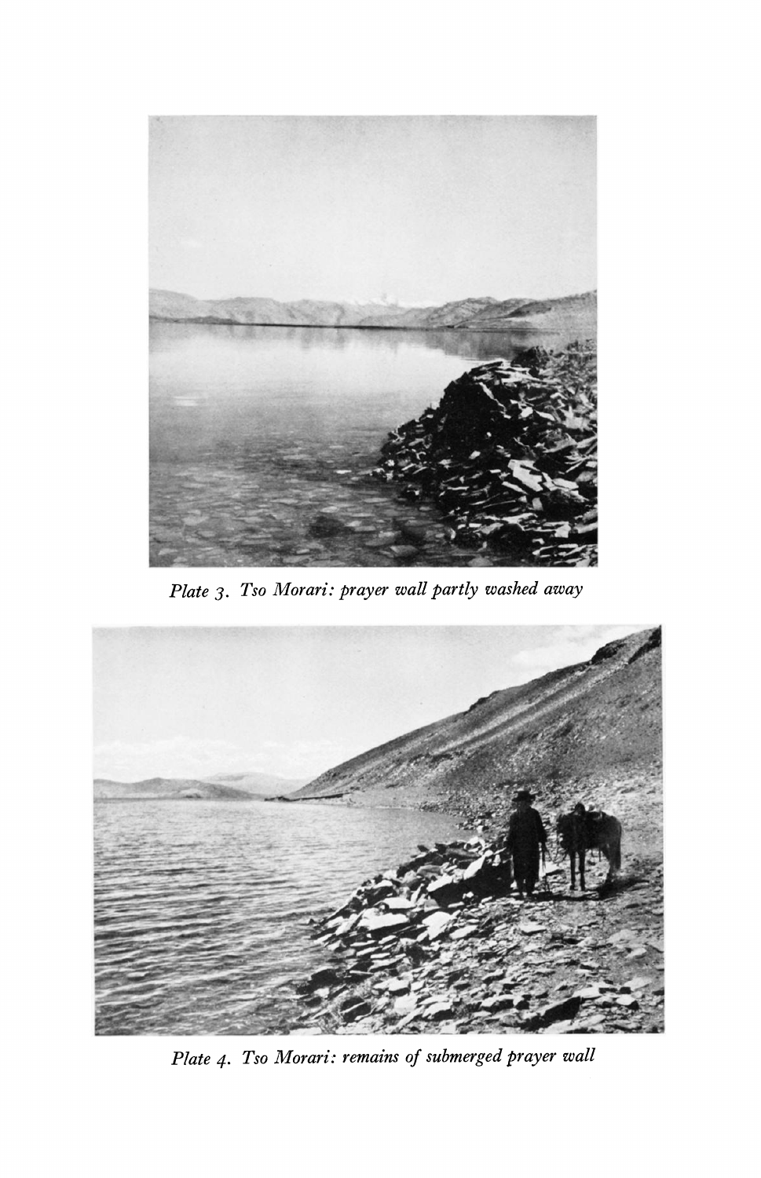*Plate 3. Tso Morari: prayer wall partly washed away*

*Plate 4. Tso Morari: remains of submerged prayer wall*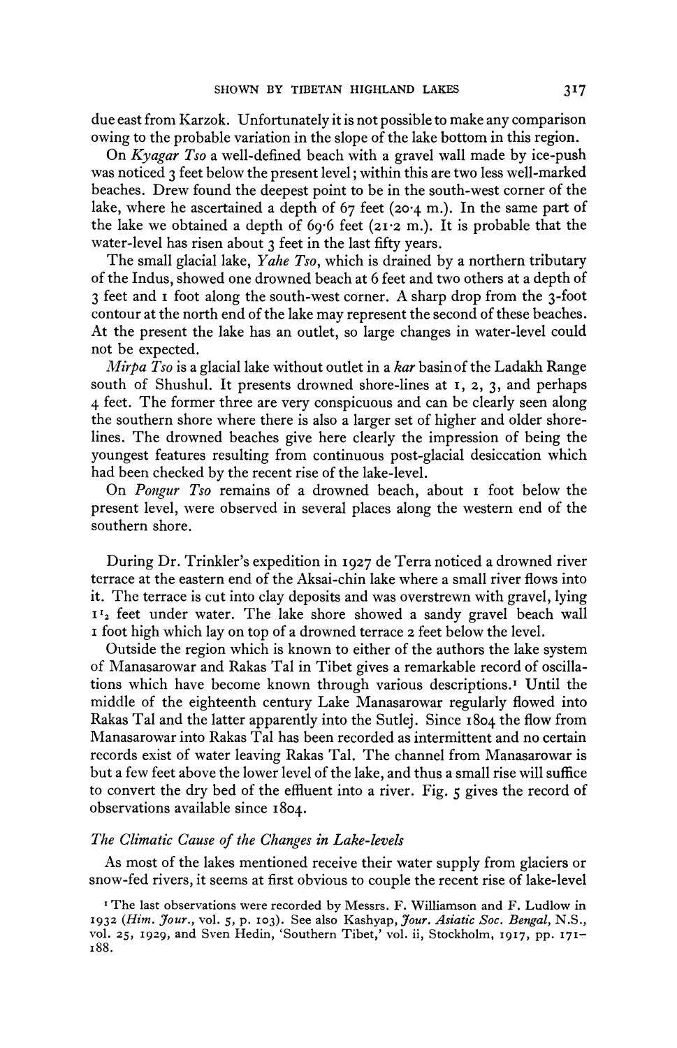due east from Karzok. Unfortunately it is not possible to make any comparison owing to the probable variation in the slope of the lake bottom in this region.

On *Kyagar Tso* a well-defined beach with a gravel wall made by ice-push was noticed 3 feet below the present level; within this are two less well-marked beaches. Drew found the deepest point to be in the south-west corner of the lake, where he ascertained a depth of 67 feet (20·4 m.). In the same part of the lake we obtained a depth of 69·6 feet (21·2 m.). It is probable that the water-level has risen about 3 feet in the last fifty years.

The small glacial lake, *Yahe Tso*, which is drained by a northern tributary of the Indus, showed one drowned beach at 6 feet and two others at a depth of 3 feet and 1 foot along the south-west corner. A sharp drop from the 3-foot contour at the north end of the lake may represent the second of these beaches. At the present the lake has an outlet, so large changes in water-level could not be expected.

*Mirpa Tso* is a glacial lake without outlet in a *kar* basin of the Ladakh Range south of Shushul. It presents drowned shore-lines at 1, 2, 3, and perhaps 4 feet. The former three are very conspicuous and can be clearly seen along the southern shore where there is also a larger set of higher and older shore-lines. The drowned beaches give here clearly the impression of being the youngest features resulting from continuous post-glacial desiccation which had been checked by the recent rise of the lake-level.

On *Pongur Tso* remains of a drowned beach, about 1 foot below the present level, were observed in several places along the western end of the southern shore.

During Dr. Trinkler's expedition in 1927 de Terra noticed a drowned river terrace at the eastern end of the Aksai-chin lake where a small river flows into it. The terrace is cut into clay deposits and was overstrewn with gravel, lying 1½ feet under water. The lake shore showed a sandy gravel beach wall 1 foot high which lay on top of a drowned terrace 2 feet below the level.

Outside the region which is known to either of the authors the lake system of Manasarowar and Rakas Tal in Tibet gives a remarkable record of oscillations which have become known through various descriptions.[1] Until the middle of the eighteenth century Lake Manasarowar regularly flowed into Rakas Tal and the latter apparently into the Sutlej. Since 1804 the flow from Manasarowar into Rakas Tal has been recorded as intermittent and no certain records exist of water leaving Rakas Tal. The channel from Manasarowar is but a few feet above the lower level of the lake, and thus a small rise will suffice to convert the dry bed of the effluent into a river. Fig. 5 gives the record of observations available since 1804.

### *The Climatic Cause of the Changes in Lake-levels*

As most of the lakes mentioned receive their water supply from glaciers or snow-fed rivers, it seems at first obvious to couple the recent rise of lake-level

[1] The last observations were recorded by Messrs. F. Williamson and F. Ludlow in 1932 (*Him. Jour.*, vol. 5, p. 103). See also Kashyap, *Jour. Asiatic Soc. Bengal*, N.S., vol. 25, 1929, and Sven Hedin, 'Southern Tibet,' vol. ii, Stockholm, 1917, pp. 171–188.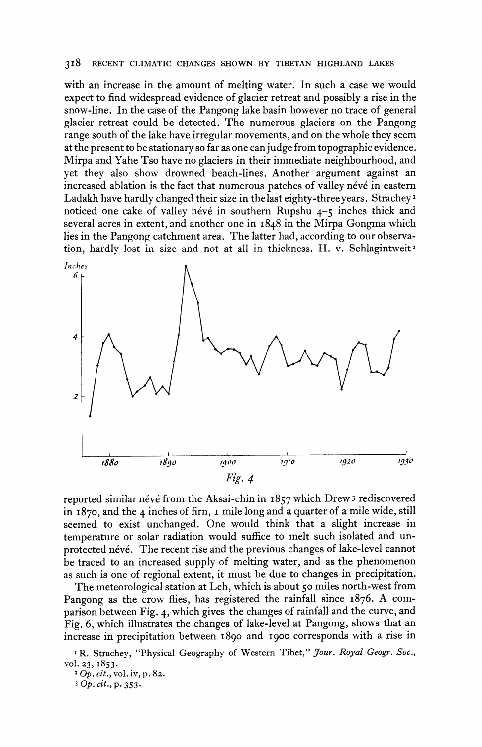with an increase in the amount of melting water. In such a case we would expect to find widespread evidence of glacier retreat and possibly a rise in the snow-line. In the case of the Pangong lake basin however no trace of general glacier retreat could be detected. The numerous glaciers on the Pangong range south of the lake have irregular movements, and on the whole they seem at the present to be stationary so far as one can judge from topographic evidence. Mirpa and Yahe Tso have no glaciers in their immediate neighbourhood, and yet they also show drowned beach-lines. Another argument against an increased ablation is the fact that numerous patches of valley névé in eastern Ladakh have hardly changed their size in the last eighty-three years. Strachey[1] noticed one cake of valley névé in southern Rupshu 4–5 inches thick and several acres in extent, and another one in 1848 in the Mirpa Gongma which lies in the Pangong catchment area. The latter had, according to our observation, hardly lost in size and not at all in thickness. H. v. Schlagintweit[2] reported similar névé from the Aksai-chin in 1857 which Drew[3] rediscovered in 1870, and the 4 inches of firn, 1 mile long and a quarter of a mile wide, still seemed to exist unchanged. One would think that a slight increase in temperature or solar radiation would suffice to melt such isolated and unprotected névé. The recent rise and the previous changes of lake-level cannot be traced to an increased supply of melting water, and as the phenomenon as such is one of regional extent, it must be due to changes in precipitation.

*Fig. 4*

The meteorological station at Leh, which is about 50 miles north-west from Pangong as the crow flies, has registered the rainfall since 1876. A comparison between Fig. 4, which gives the changes of rainfall and the curve, and Fig. 6, which illustrates the changes of lake-level at Pangong, shows that an increase in precipitation between 1890 and 1900 corresponds with a rise in

[1] R. Strachey, "Physical Geography of Western Tibet," *Jour. Royal Geogr. Soc.*, vol. 23, 1853.

[2] *Op. cit.*, vol. iv, p. 82.

[3] *Op. cit.*, p. 353.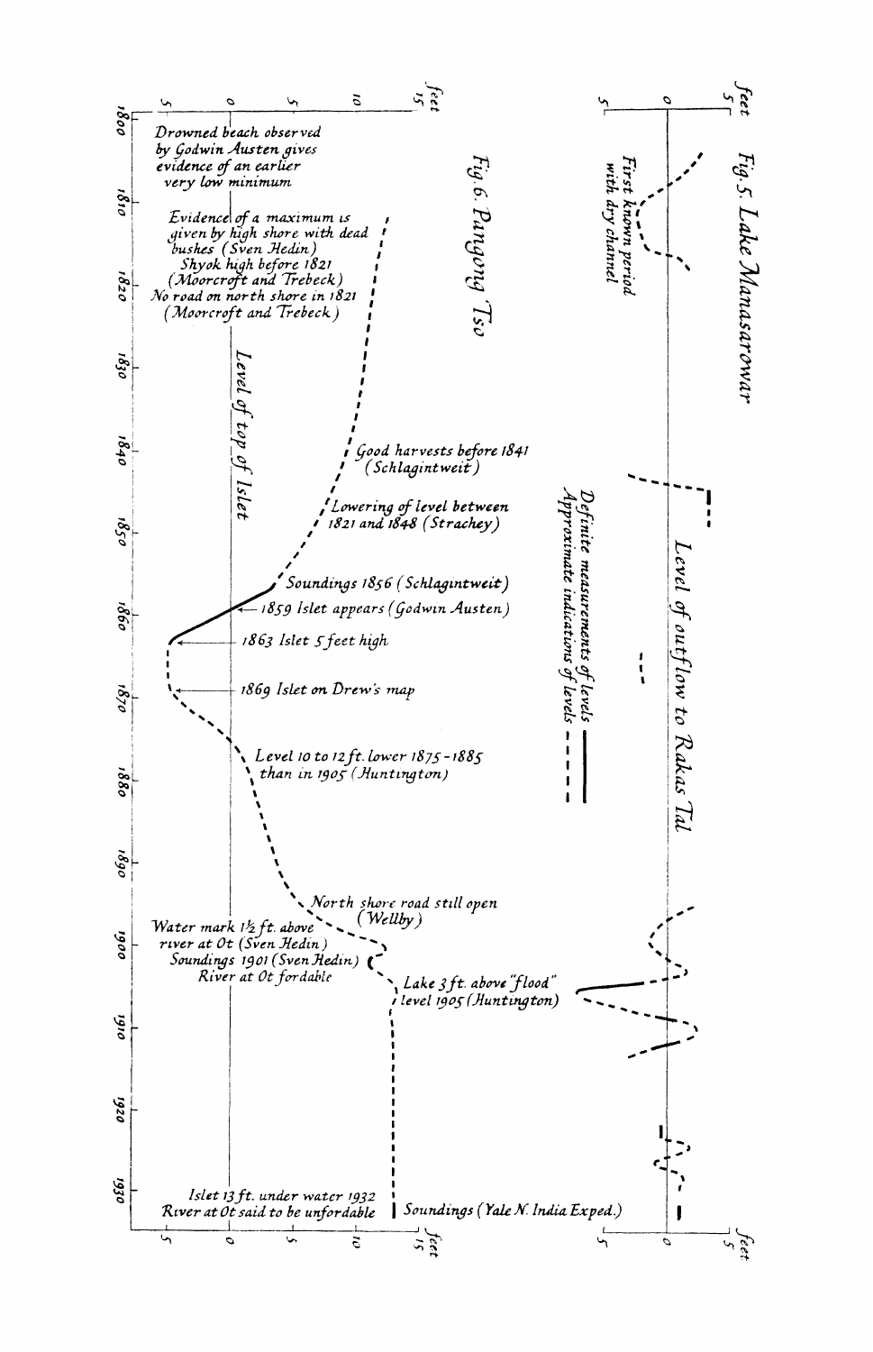Fig. 5. Lake Manasarowar

Fig. 6. Pangong Tso

Level of outflow to Rakas Tal

Level of top of Islet

Definite measurements of levels ———
Approximate indications of levels - - - -

First known period with dry channel

Drowned beach observed by Godwin Austen gives evidence of an earlier very low minimum

Evidence of a maximum is given by high shore with dead bushes (Sven Hedin)

Shyok high before 1821 (Moorcroft and Trebeck)

No road on north shore in 1821 (Moorcroft and Trebeck)

Good harvests before 1841 (Schlagintweit)

Lowering of level between 1821 and 1848 (Strachey)

Soundings 1856 (Schlagintweit)

1859 Islet appears (Godwin Austen)

1863 Islet 5 feet high

1869 Islet on Drew's map

Level 10 to 12 ft. lower 1875–1885 than in 1905 (Huntington)

North shore road still open (Wellby)

Water mark 1½ ft. above river at Ot (Sven Hedin)

Soundings 1901 (Sven Hedin)

River at Ot fordable

Lake 3 ft. above "flood" level 1905 (Huntington)

Islet 13 ft. under water 1932

River at Ot said to be unfordable

Soundings (Yale N. India Exped.)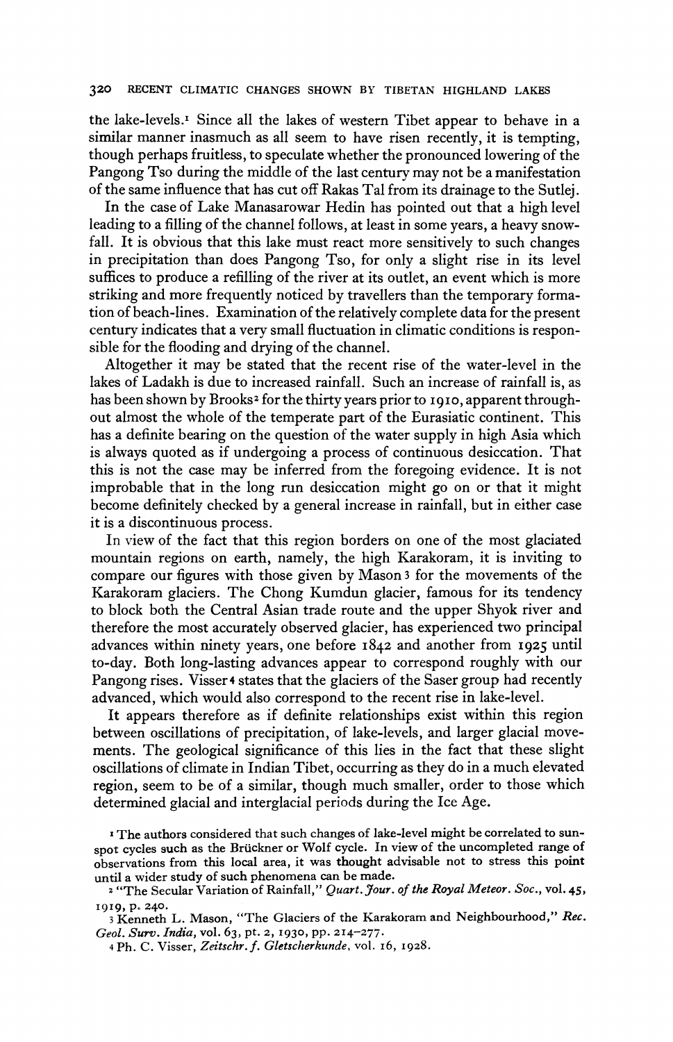the lake-levels.[1] Since all the lakes of western Tibet appear to behave in a similar manner inasmuch as all seem to have risen recently, it is tempting, though perhaps fruitless, to speculate whether the pronounced lowering of the Pangong Tso during the middle of the last century may not be a manifestation of the same influence that has cut off Rakas Tal from its drainage to the Sutlej.

In the case of Lake Manasarowar Hedin has pointed out that a high level leading to a filling of the channel follows, at least in some years, a heavy snowfall. It is obvious that this lake must react more sensitively to such changes in precipitation than does Pangong Tso, for only a slight rise in its level suffices to produce a refilling of the river at its outlet, an event which is more striking and more frequently noticed by travellers than the temporary formation of beach-lines. Examination of the relatively complete data for the present century indicates that a very small fluctuation in climatic conditions is responsible for the flooding and drying of the channel.

Altogether it may be stated that the recent rise of the water-level in the lakes of Ladakh is due to increased rainfall. Such an increase of rainfall is, as has been shown by Brooks[2] for the thirty years prior to 1910, apparent throughout almost the whole of the temperate part of the Eurasiatic continent. This has a definite bearing on the question of the water supply in high Asia which is always quoted as if undergoing a process of continuous desiccation. That this is not the case may be inferred from the foregoing evidence. It is not improbable that in the long run desiccation might go on or that it might become definitely checked by a general increase in rainfall, but in either case it is a discontinuous process.

In view of the fact that this region borders on one of the most glaciated mountain regions on earth, namely, the high Karakoram, it is inviting to compare our figures with those given by Mason[3] for the movements of the Karakoram glaciers. The Chong Kumdun glacier, famous for its tendency to block both the Central Asian trade route and the upper Shyok river and therefore the most accurately observed glacier, has experienced two principal advances within ninety years, one before 1842 and another from 1925 until to-day. Both long-lasting advances appear to correspond roughly with our Pangong rises. Visser[4] states that the glaciers of the Saser group had recently advanced, which would also correspond to the recent rise in lake-level.

It appears therefore as if definite relationships exist within this region between oscillations of precipitation, of lake-levels, and larger glacial movements. The geological significance of this lies in the fact that these slight oscillations of climate in Indian Tibet, occurring as they do in a much elevated region, seem to be of a similar, though much smaller, order to those which determined glacial and interglacial periods during the Ice Age.

[1] The authors considered that such changes of lake-level might be correlated to sunspot cycles such as the Brückner or Wolf cycle. In view of the uncompleted range of observations from this local area, it was thought advisable not to stress this point until a wider study of such phenomena can be made.

[2] "The Secular Variation of Rainfall," *Quart. Jour. of the Royal Meteor. Soc.*, vol. 45, 1919, p. 240.

[3] Kenneth L. Mason, "The Glaciers of the Karakoram and Neighbourhood," *Rec. Geol. Surv. India*, vol. 63, pt. 2, 1930, pp. 214–277.

[4] Ph. C. Visser, *Zeitschr. f. Gletscherkunde*, vol. 16, 1928.